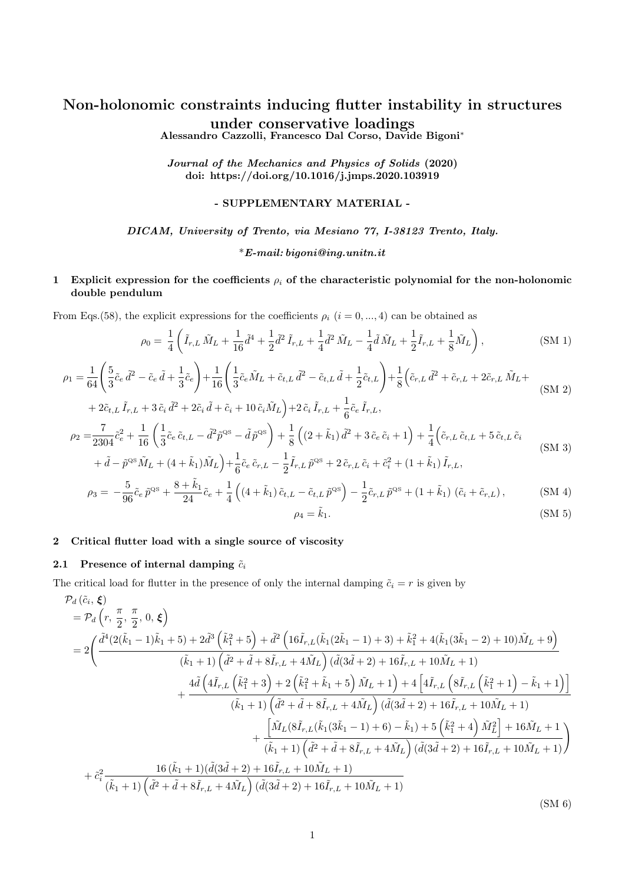# Non-holonomic constraints inducing flutter instability in structures under conservative loadings

**Alessandro Cazzolli, Francesco Dal Corso, Davide Bigoni***

***Journal of the Mechanics and Physics of Solids* (2020)**
**doi: https://doi.org/10.1016/j.jmps.2020.103919**

**- SUPPLEMENTARY MATERIAL -**

***DICAM, University of Trento, via Mesiano 77, I-38123 Trento, Italy.***

****E-mail: bigoni@ing.unitn.it***

## 1 Explicit expression for the coefficients $\rho_i$ of the characteristic polynomial for the non-holonomic double pendulum

From Eqs.(58), the explicit expressions for the coefficients $\rho_i$ $(i = 0, ..., 4)$ can be obtained as

$$\rho_0 = \frac{1}{4}\left(\tilde{I}_{r,L}\,\tilde{M}_L + \frac{1}{16}\tilde{d}^4 + \frac{1}{2}\tilde{d}^2\,\tilde{I}_{r,L} + \frac{1}{4}\tilde{d}^2\,\tilde{M}_L - \frac{1}{4}\tilde{d}\,\tilde{M}_L + \frac{1}{2}\tilde{I}_{r,L} + \frac{1}{8}\tilde{M}_L\right), \tag{SM 1}$$

$$\begin{aligned}\rho_1 = &\frac{1}{64}\left(\frac{5}{3}\tilde{c}_e\,\tilde{d}^2 - \tilde{c}_e\,\tilde{d} + \frac{1}{3}\tilde{c}_e\right) + \frac{1}{16}\left(\frac{1}{3}\tilde{c}_e\tilde{M}_L + \tilde{c}_{t,L}\,\tilde{d}^2 - \tilde{c}_{t,L}\,\tilde{d} + \frac{1}{2}\tilde{c}_{t,L}\right) + \frac{1}{8}\Big(\tilde{c}_{r,L}\,\tilde{d}^2 + \tilde{c}_{r,L} + 2\tilde{c}_{r,L}\,\tilde{M}_L + \\ &+ 2\tilde{c}_{t,L}\,\tilde{I}_{r,L} + 3\,\tilde{c}_i\,\tilde{d}^2 + 2\tilde{c}_i\,\tilde{d} + \tilde{c}_i + 10\,\tilde{c}_i\tilde{M}_L\Big) + 2\,\tilde{c}_i\,\tilde{I}_{r,L} + \frac{1}{6}\tilde{c}_e\,\tilde{I}_{r,L},\end{aligned} \tag{SM 2}$$

$$\begin{aligned}\rho_2 = &\frac{7}{2304}\tilde{c}_e^2 + \frac{1}{16}\left(\frac{1}{3}\tilde{c}_e\,\tilde{c}_{t,L} - \tilde{d}^2\tilde{p}^{\text{QS}} - \tilde{d}\,\tilde{p}^{\text{QS}}\right) + \frac{1}{8}\left((2 + \tilde{k}_1)\,\tilde{d}^2 + 3\,\tilde{c}_e\,\tilde{c}_i + 1\right) + \frac{1}{4}\Big(\tilde{c}_{r,L}\,\tilde{c}_{t,L} + 5\,\tilde{c}_{t,L}\,\tilde{c}_i \\ &+ \tilde{d} - \tilde{p}^{\text{QS}}\tilde{M}_L + (4 + \tilde{k}_1)\tilde{M}_L\Big) + \frac{1}{6}\tilde{c}_e\,\tilde{c}_{r,L} - \frac{1}{2}\tilde{I}_{r,L}\,\tilde{p}^{\text{QS}} + 2\,\tilde{c}_{r,L}\,\tilde{c}_i + \tilde{c}_i^2 + (1 + \tilde{k}_1)\,\tilde{I}_{r,L},\end{aligned} \tag{SM 3}$$

$$\rho_3 = -\frac{5}{96}\tilde{c}_e\,\tilde{p}^{\text{QS}} + \frac{8 + \tilde{k}_1}{24}\tilde{c}_e + \frac{1}{4}\left((4 + \tilde{k}_1)\,\tilde{c}_{t,L} - \tilde{c}_{t,L}\,\tilde{p}^{\text{QS}}\right) - \frac{1}{2}\tilde{c}_{r,L}\,\tilde{p}^{\text{QS}} + (1 + \tilde{k}_1)\,(\tilde{c}_i + \tilde{c}_{r,L}), \tag{SM 4}$$

$$\rho_4 = \tilde{k}_1. \tag{SM 5}$$

## 2 Critical flutter load with a single source of viscosity

### 2.1 Presence of internal damping $\tilde{c}_i$

The critical load for flutter in the presence of only the internal damping $\tilde{c}_i = r$ is given by

$$\begin{aligned}&\mathcal{P}_d\left(\tilde{c}_i,\, \boldsymbol{\xi}\right) \\ &= \mathcal{P}_d\left(r,\, \frac{\pi}{2},\, \frac{\pi}{2},\, 0,\, \boldsymbol{\xi}\right) \\ &= 2\Bigg(\frac{\tilde{d}^4(2(\tilde{k}_1 - 1)\tilde{k}_1 + 5) + 2\tilde{d}^3\left(\tilde{k}_1^2 + 5\right) + \tilde{d}^2\left(16\tilde{I}_{r,L}(\tilde{k}_1(2\tilde{k}_1 - 1) + 3) + \tilde{k}_1^2 + 4(\tilde{k}_1(3\tilde{k}_1 - 2) + 10)\tilde{M}_L + 9\right)}{(\tilde{k}_1 + 1)\left(\tilde{d}^2 + \tilde{d} + 8\tilde{I}_{r,L} + 4\tilde{M}_L\right)(\tilde{d}(3\tilde{d} + 2) + 16\tilde{I}_{r,L} + 10\tilde{M}_L + 1)} \\ &\qquad + \frac{4\tilde{d}\left(4\tilde{I}_{r,L}\left(\tilde{k}_1^2 + 3\right) + 2\left(\tilde{k}_1^2 + \tilde{k}_1 + 5\right)\tilde{M}_L + 1\right) + 4\left[4\tilde{I}_{r,L}\left(8\tilde{I}_{r,L}\left(\tilde{k}_1^2 + 1\right) - \tilde{k}_1 + 1\right)\right]}{(\tilde{k}_1 + 1)\left(\tilde{d}^2 + \tilde{d} + 8\tilde{I}_{r,L} + 4\tilde{M}_L\right)(\tilde{d}(3\tilde{d} + 2) + 16\tilde{I}_{r,L} + 10\tilde{M}_L + 1)} \\ &\qquad\qquad + \frac{\left[\tilde{M}_L(8\tilde{I}_{r,L}(\tilde{k}_1(3\tilde{k}_1 - 1) + 6) - \tilde{k}_1) + 5\left(\tilde{k}_1^2 + 4\right)\tilde{M}_L^2\right] + 16\tilde{M}_L + 1}{(\tilde{k}_1 + 1)\left(\tilde{d}^2 + \tilde{d} + 8\tilde{I}_{r,L} + 4\tilde{M}_L\right)(\tilde{d}(3\tilde{d} + 2) + 16\tilde{I}_{r,L} + 10\tilde{M}_L + 1)}\Bigg) \\ &\quad + \tilde{c}_i^2\frac{16\,(\tilde{k}_1 + 1)(\tilde{d}(3\tilde{d} + 2) + 16\tilde{I}_{r,L} + 10\tilde{M}_L + 1)}{(\tilde{k}_1 + 1)\left(\tilde{d}^2 + \tilde{d} + 8\tilde{I}_{r,L} + 4\tilde{M}_L\right)(\tilde{d}(3\tilde{d} + 2) + 16\tilde{I}_{r,L} + 10\tilde{M}_L + 1)}\end{aligned} \tag{SM 6}$$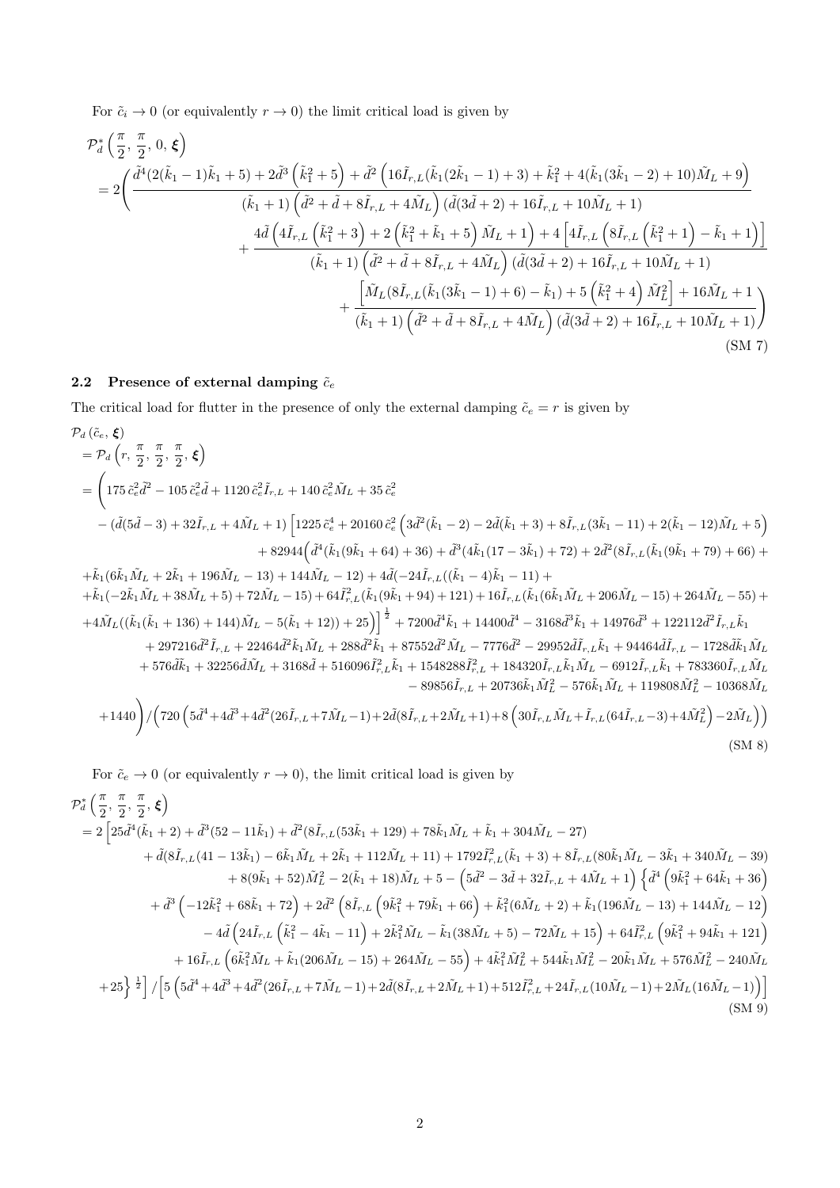For $\tilde{c}_i \to 0$ (or equivalently $r \to 0$) the limit critical load is given by

$$
\begin{aligned}
&\mathcal{P}_d^*\left(\frac{\pi}{2},\, \frac{\pi}{2},\, 0,\, \boldsymbol{\xi}\right) \\
&= 2\Bigg( \frac{\tilde{d}^4(2(\tilde{k}_1-1)\tilde{k}_1+5) + 2\tilde{d}^3\left(\tilde{k}_1^2+5\right) + \tilde{d}^2\left(16\tilde{I}_{r,L}(\tilde{k}_1(2\tilde{k}_1-1)+3) + \tilde{k}_1^2 + 4(\tilde{k}_1(3\tilde{k}_1-2)+10)\tilde{M}_L + 9\right)}{(\tilde{k}_1+1)\left(\tilde{d}^2+\tilde{d}+8\tilde{I}_{r,L}+4\tilde{M}_L\right)(\tilde{d}(3\tilde{d}+2)+16\tilde{I}_{r,L}+10\tilde{M}_L+1)} \\
&\qquad + \frac{4\tilde{d}\left(4\tilde{I}_{r,L}\left(\tilde{k}_1^2+3\right)+2\left(\tilde{k}_1^2+\tilde{k}_1+5\right)\tilde{M}_L+1\right) + 4\left[4\tilde{I}_{r,L}\left(8\tilde{I}_{r,L}\left(\tilde{k}_1^2+1\right)-\tilde{k}_1+1\right)\right]}{(\tilde{k}_1+1)\left(\tilde{d}^2+\tilde{d}+8\tilde{I}_{r,L}+4\tilde{M}_L\right)(\tilde{d}(3\tilde{d}+2)+16\tilde{I}_{r,L}+10\tilde{M}_L+1)} \\
&\qquad\qquad + \frac{\left[\tilde{M}_L(8\tilde{I}_{r,L}(\tilde{k}_1(3\tilde{k}_1-1)+6)-\tilde{k}_1)+5\left(\tilde{k}_1^2+4\right)\tilde{M}_L^2\right]+16\tilde{M}_L+1}{(\tilde{k}_1+1)\left(\tilde{d}^2+\tilde{d}+8\tilde{I}_{r,L}+4\tilde{M}_L\right)(\tilde{d}(3\tilde{d}+2)+16\tilde{I}_{r,L}+10\tilde{M}_L+1)}\Bigg)
\end{aligned}
\tag{SM 7}
$$

### 2.2 Presence of external damping $\tilde{c}_e$

The critical load for flutter in the presence of only the external damping $\tilde{c}_e = r$ is given by

$$
\begin{aligned}
&\mathcal{P}_d\left(\tilde{c}_e,\, \boldsymbol{\xi}\right) \\
&= \mathcal{P}_d\left(r,\, \frac{\pi}{2},\, \frac{\pi}{2},\, \frac{\pi}{2},\, \boldsymbol{\xi}\right) \\
&= \Bigg( 175\,\tilde{c}_e^2\tilde{d}^2 - 105\,\tilde{c}_e^2\tilde{d} + 1120\,\tilde{c}_e^2\tilde{I}_{r,L} + 140\,\tilde{c}_e^2\tilde{M}_L + 35\,\tilde{c}_e^2 \\
&\quad - (\tilde{d}(5\tilde{d}-3)+32\tilde{I}_{r,L}+4\tilde{M}_L+1)\Big[1225\,\tilde{c}_e^4 + 20160\,\tilde{c}_e^2\left(3\tilde{d}^2(\tilde{k}_1-2)-2\tilde{d}(\tilde{k}_1+3)+8\tilde{I}_{r,L}(3\tilde{k}_1-11)+2(\tilde{k}_1-12)\tilde{M}_L+5\right) \\
&\quad + 82944\Big(\tilde{d}^4(\tilde{k}_1(9\tilde{k}_1+64)+36)+\tilde{d}^3(4\tilde{k}_1(17-3\tilde{k}_1)+72)+2\tilde{d}^2(8\tilde{I}_{r,L}(\tilde{k}_1(9\tilde{k}_1+79)+66)+ \\
&\quad +\tilde{k}_1(6\tilde{k}_1\tilde{M}_L+2\tilde{k}_1+196\tilde{M}_L-13)+144\tilde{M}_L-12)+4\tilde{d}(-24\tilde{I}_{r,L}((\tilde{k}_1-4)\tilde{k}_1-11)+ \\
&\quad +\tilde{k}_1(-2\tilde{k}_1\tilde{M}_L+38\tilde{M}_L+5)+72\tilde{M}_L-15)+64\tilde{I}_{r,L}^2(\tilde{k}_1(9\tilde{k}_1+94)+121)+16\tilde{I}_{r,L}(\tilde{k}_1(6\tilde{k}_1\tilde{M}_L+206\tilde{M}_L-15)+264\tilde{M}_L-55)+ \\
&\quad +4\tilde{M}_L((\tilde{k}_1(\tilde{k}_1+136)+144)\tilde{M}_L-5(\tilde{k}_1+12))+25\Big)\Big]^{\frac{1}{2}} + 7200\tilde{d}^4\tilde{k}_1 + 14400\tilde{d}^4 - 3168\tilde{d}^3\tilde{k}_1 + 14976\tilde{d}^3 + 122112\tilde{d}^2\tilde{I}_{r,L}\tilde{k}_1 \\
&\quad + 297216\tilde{d}^2\tilde{I}_{r,L} + 22464\tilde{d}^2\tilde{k}_1\tilde{M}_L + 288\tilde{d}^2\tilde{k}_1 + 87552\tilde{d}^2\tilde{M}_L - 7776\tilde{d}^2 - 29952\tilde{d}\tilde{I}_{r,L}\tilde{k}_1 + 94464\tilde{d}\tilde{I}_{r,L} - 1728\tilde{d}\tilde{k}_1\tilde{M}_L \\
&\quad + 576\tilde{d}\tilde{k}_1 + 32256\tilde{d}\tilde{M}_L + 3168\tilde{d} + 516096\tilde{I}_{r,L}^2\tilde{k}_1 + 1548288\tilde{I}_{r,L}^2 + 184320\tilde{I}_{r,L}\tilde{k}_1\tilde{M}_L - 6912\tilde{I}_{r,L}\tilde{k}_1 + 783360\tilde{I}_{r,L}\tilde{M}_L \\
&\quad - 89856\tilde{I}_{r,L} + 20736\tilde{k}_1\tilde{M}_L^2 - 576\tilde{k}_1\tilde{M}_L + 119808\tilde{M}_L^2 - 10368\tilde{M}_L \\
&\quad + 1440\Bigg) \Big/ \left(720\left(5\tilde{d}^4+4\tilde{d}^3+4\tilde{d}^2(26\tilde{I}_{r,L}+7\tilde{M}_L-1)+2\tilde{d}(8\tilde{I}_{r,L}+2\tilde{M}_L+1)+8\left(30\tilde{I}_{r,L}\tilde{M}_L+\tilde{I}_{r,L}(64\tilde{I}_{r,L}-3)+4\tilde{M}_L^2\right)-2\tilde{M}_L\right)\right)
\end{aligned}
\tag{SM 8}
$$

For $\tilde{c}_e \to 0$ (or equivalently $r \to 0$), the limit critical load is given by

$$
\begin{aligned}
&\mathcal{P}_d^*\left(\frac{\pi}{2},\, \frac{\pi}{2},\, \frac{\pi}{2},\, \boldsymbol{\xi}\right) \\
&= 2\Big[25\tilde{d}^4(\tilde{k}_1+2)+\tilde{d}^3(52-11\tilde{k}_1)+\tilde{d}^2(8\tilde{I}_{r,L}(53\tilde{k}_1+129)+78\tilde{k}_1\tilde{M}_L+\tilde{k}_1+304\tilde{M}_L-27) \\
&\quad + \tilde{d}(8\tilde{I}_{r,L}(41-13\tilde{k}_1)-6\tilde{k}_1\tilde{M}_L+2\tilde{k}_1+112\tilde{M}_L+11)+1792\tilde{I}_{r,L}^2(\tilde{k}_1+3)+8\tilde{I}_{r,L}(80\tilde{k}_1\tilde{M}_L-3\tilde{k}_1+340\tilde{M}_L-39) \\
&\quad + 8(9\tilde{k}_1+52)\tilde{M}_L^2-2(\tilde{k}_1+18)\tilde{M}_L+5-\left(5\tilde{d}^2-3\tilde{d}+32\tilde{I}_{r,L}+4\tilde{M}_L+1\right)\Big\{\tilde{d}^4\left(9\tilde{k}_1^2+64\tilde{k}_1+36\right) \\
&\quad + \tilde{d}^3\left(-12\tilde{k}_1^2+68\tilde{k}_1+72\right)+2\tilde{d}^2\left(8\tilde{I}_{r,L}\left(9\tilde{k}_1^2+79\tilde{k}_1+66\right)+\tilde{k}_1^2(6\tilde{M}_L+2)+\tilde{k}_1(196\tilde{M}_L-13)+144\tilde{M}_L-12\right) \\
&\quad - 4\tilde{d}\left(24\tilde{I}_{r,L}\left(\tilde{k}_1^2-4\tilde{k}_1-11\right)+2\tilde{k}_1^2\tilde{M}_L-\tilde{k}_1(38\tilde{M}_L+5)-72\tilde{M}_L+15\right)+64\tilde{I}_{r,L}^2\left(9\tilde{k}_1^2+94\tilde{k}_1+121\right) \\
&\quad + 16\tilde{I}_{r,L}\left(6\tilde{k}_1^2\tilde{M}_L+\tilde{k}_1(206\tilde{M}_L-15)+264\tilde{M}_L-55\right)+4\tilde{k}_1^2\tilde{M}_L^2+544\tilde{k}_1\tilde{M}_L^2-20\tilde{k}_1\tilde{M}_L+576\tilde{M}_L^2-240\tilde{M}_L \\
&\quad + 25\Big\}^{\frac{1}{2}}\Big] \Big/ \left[5\left(5\tilde{d}^4+4\tilde{d}^3+4\tilde{d}^2(26\tilde{I}_{r,L}+7\tilde{M}_L-1)+2\tilde{d}(8\tilde{I}_{r,L}+2\tilde{M}_L+1)+512\tilde{I}_{r,L}^2+24\tilde{I}_{r,L}(10\tilde{M}_L-1)+2\tilde{M}_L(16\tilde{M}_L-1)\right)\right]
\end{aligned}
\tag{SM 9}
$$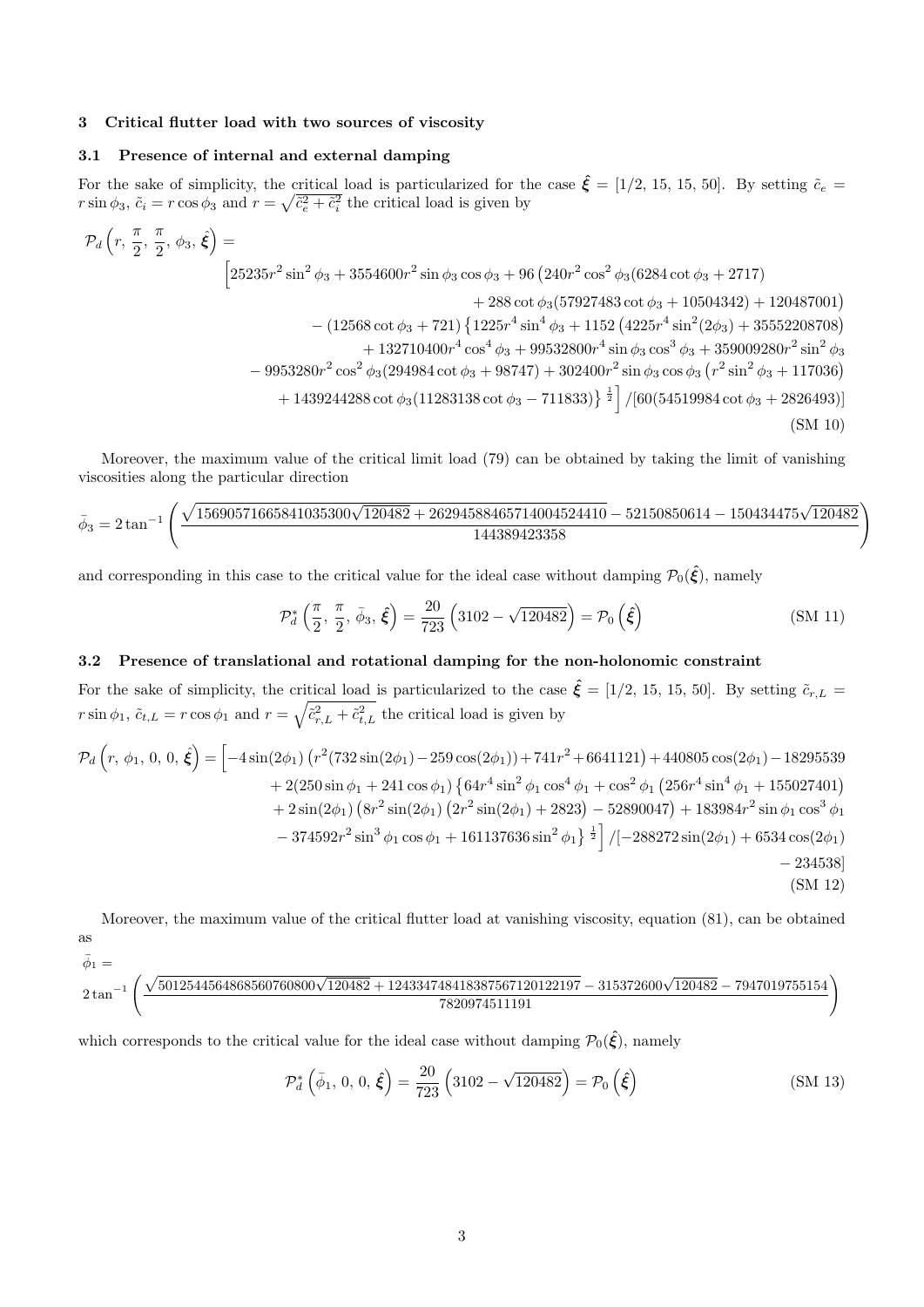## 3 Critical flutter load with two sources of viscosity

### 3.1 Presence of internal and external damping

For the sake of simplicity, the critical load is particularized for the case $\hat{\boldsymbol{\xi}} = [1/2,\, 15,\, 15,\, 50]$. By setting $\tilde{c}_e = r\sin\phi_3$, $\tilde{c}_i = r\cos\phi_3$ and $r = \sqrt{\tilde{c}_e^2 + \tilde{c}_i^2}$ the critical load is given by

$$
\begin{aligned}
\mathcal{P}_d\left(r,\, \frac{\pi}{2},\, \frac{\pi}{2},\, \phi_3,\, \hat{\boldsymbol{\xi}}\right) = \\
\Big[&25235 r^2 \sin^2\phi_3 + 3554600 r^2 \sin\phi_3\cos\phi_3 + 96\big(240 r^2\cos^2\phi_3(6284\cot\phi_3 + 2717) \\
&+ 288\cot\phi_3(57927483\cot\phi_3 + 10504342) + 120487001\big) \\
&- (12568\cot\phi_3 + 721)\big\{1225 r^4\sin^4\phi_3 + 1152\big(4225 r^4\sin^2(2\phi_3) + 35552208708\big) \\
&+ 132710400 r^4\cos^4\phi_3 + 99532800 r^4\sin\phi_3\cos^3\phi_3 + 359009280 r^2\sin^2\phi_3 \\
&- 9953280 r^2\cos^2\phi_3(294984\cot\phi_3 + 98747) + 302400 r^2\sin\phi_3\cos\phi_3\big(r^2\sin^2\phi_3 + 117036\big) \\
&+ 1439244288\cot\phi_3(11283138\cot\phi_3 - 711833)\big\}^{\frac{1}{2}}\Big] / [60(54519984\cot\phi_3 + 2826493)]
\end{aligned}
\tag{SM 10}
$$

Moreover, the maximum value of the critical limit load (79) can be obtained by taking the limit of vanishing viscosities along the particular direction

$$
\bar{\phi}_3 = 2\tan^{-1}\left(\frac{\sqrt{15690571665841035300\sqrt{120482} + 2629458846571400452441 0} - 52150850614 - 150434475\sqrt{120482}}{144389423358}\right)
$$

and corresponding in this case to the critical value for the ideal case without damping $\mathcal{P}_0(\hat{\boldsymbol{\xi}})$, namely

$$
\mathcal{P}_d^*\left(\frac{\pi}{2},\, \frac{\pi}{2},\, \bar{\phi}_3,\, \hat{\boldsymbol{\xi}}\right) = \frac{20}{723}\left(3102 - \sqrt{120482}\right) = \mathcal{P}_0\left(\hat{\boldsymbol{\xi}}\right) \tag{SM 11}
$$

### 3.2 Presence of translational and rotational damping for the non-holonomic constraint

For the sake of simplicity, the critical load is particularized to the case $\hat{\boldsymbol{\xi}} = [1/2,\, 15,\, 15,\, 50]$. By setting $\tilde{c}_{r,L} = r\sin\phi_1$, $\tilde{c}_{t,L} = r\cos\phi_1$ and $r = \sqrt{\tilde{c}_{r,L}^2 + \tilde{c}_{t,L}^2}$ the critical load is given by

$$
\begin{aligned}
\mathcal{P}_d\left(r,\, \phi_1,\, 0,\, 0,\, \hat{\boldsymbol{\xi}}\right) = \Big[&-4\sin(2\phi_1)\big(r^2(732\sin(2\phi_1) - 259\cos(2\phi_1)) + 741 r^2 + 6641121\big) + 440805\cos(2\phi_1) - 18295539 \\
&+ 2(250\sin\phi_1 + 241\cos\phi_1)\big\{64 r^4\sin^2\phi_1\cos^4\phi_1 + \cos^2\phi_1\big(256 r^4\sin^4\phi_1 + 155027401\big) \\
&+ 2\sin(2\phi_1)\big(8r^2\sin(2\phi_1)\big(2r^2\sin(2\phi_1) + 2823\big) - 52890047\big) + 183984 r^2\sin\phi_1\cos^3\phi_1 \\
&- 374592 r^2\sin^3\phi_1\cos\phi_1 + 161137636\sin^2\phi_1\big\}^{\frac{1}{2}}\Big] / [-288272\sin(2\phi_1) + 6534\cos(2\phi_1) \\
&- 234538]
\end{aligned}
\tag{SM 12}
$$

Moreover, the maximum value of the critical flutter load at vanishing viscosity, equation (81), can be obtained as

$$
\bar{\phi}_1 = 2\tan^{-1}\left(\frac{\sqrt{50125445648685607608 00\sqrt{120482} + 12433474841838756712 0122197} - 315372600\sqrt{120482} - 7947019755154}{7820974511191}\right)
$$

which corresponds to the critical value for the ideal case without damping $\mathcal{P}_0(\hat{\boldsymbol{\xi}})$, namely

$$
\mathcal{P}_d^*\left(\bar{\phi}_1,\, 0,\, 0,\, \hat{\boldsymbol{\xi}}\right) = \frac{20}{723}\left(3102 - \sqrt{120482}\right) = \mathcal{P}_0\left(\hat{\boldsymbol{\xi}}\right) \tag{SM 13}
$$